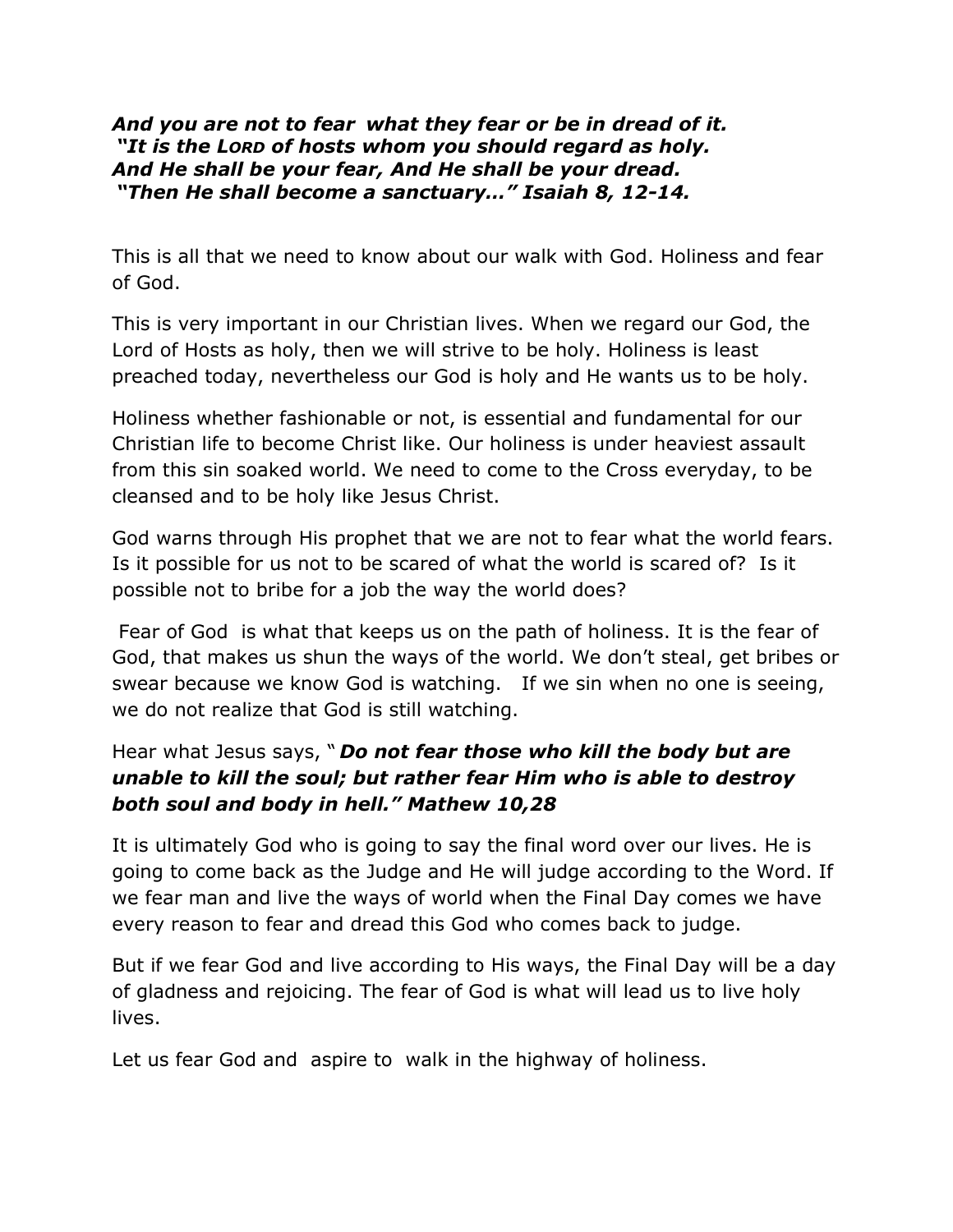***And you are not to fear what they fear or be in dread of it.***
***"It is the LORD of hosts whom you should regard as holy.***
***And He shall be your fear, And He shall be your dread.***
***"Then He shall become a sanctuary..." Isaiah 8, 12-14.***

This is all that we need to know about our walk with God. Holiness and fear of God.

This is very important in our Christian lives. When we regard our God, the Lord of Hosts as holy, then we will strive to be holy. Holiness is least preached today, nevertheless our God is holy and He wants us to be holy.

Holiness whether fashionable or not, is essential and fundamental for our Christian life to become Christ like. Our holiness is under heaviest assault from this sin soaked world. We need to come to the Cross everyday, to be cleansed and to be holy like Jesus Christ.

God warns through His prophet that we are not to fear what the world fears. Is it possible for us not to be scared of what the world is scared of? Is it possible not to bribe for a job the way the world does?

Fear of God is what that keeps us on the path of holiness. It is the fear of God, that makes us shun the ways of the world. We don't steal, get bribes or swear because we know God is watching. If we sin when no one is seeing, we do not realize that God is still watching.

Hear what Jesus says, "***Do not fear those who kill the body but are unable to kill the soul; but rather fear Him who is able to destroy both soul and body in hell." Mathew 10,28***

It is ultimately God who is going to say the final word over our lives. He is going to come back as the Judge and He will judge according to the Word. If we fear man and live the ways of world when the Final Day comes we have every reason to fear and dread this God who comes back to judge.

But if we fear God and live according to His ways, the Final Day will be a day of gladness and rejoicing. The fear of God is what will lead us to live holy lives.

Let us fear God and aspire to walk in the highway of holiness.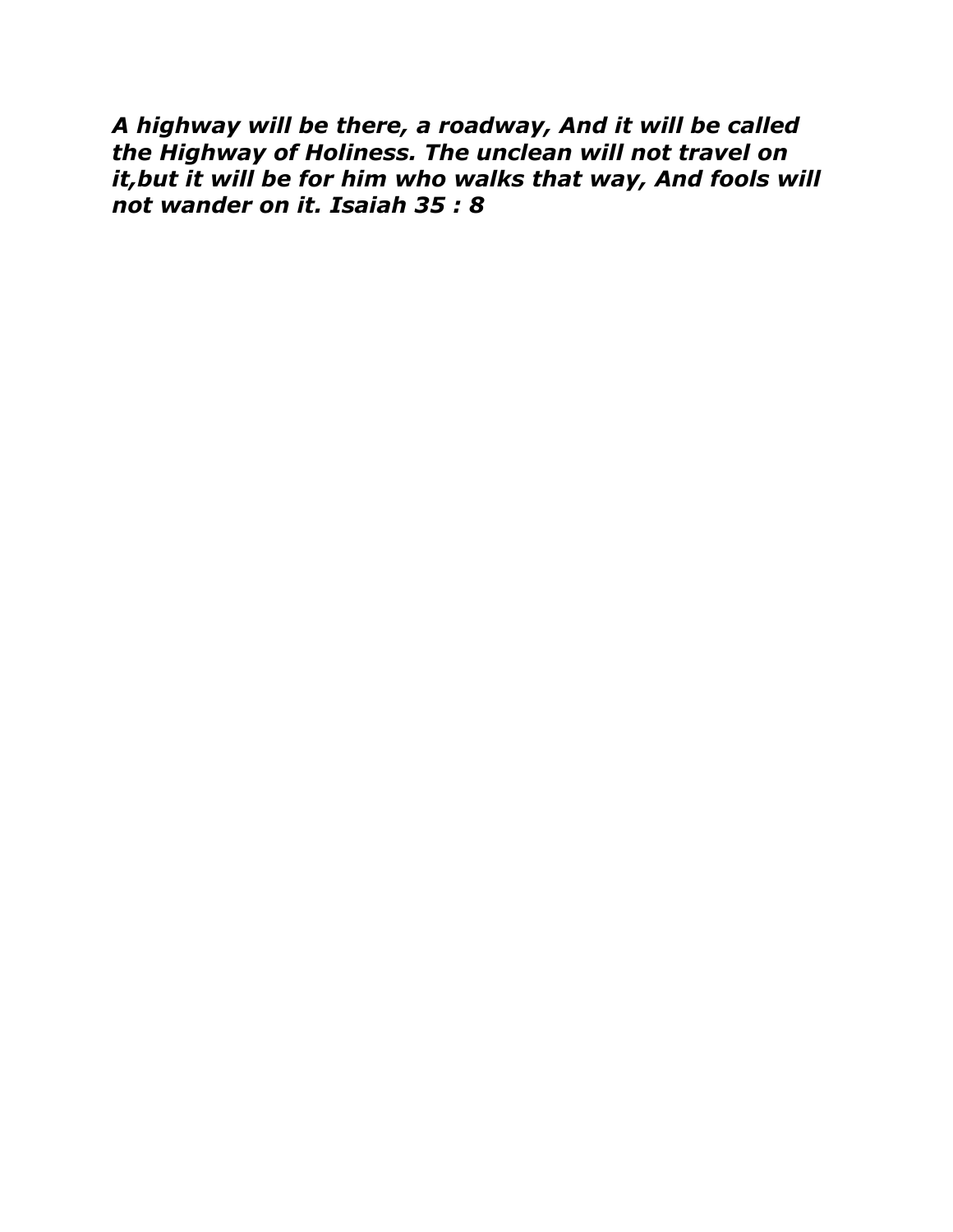***A highway will be there, a roadway, And it will be called the Highway of Holiness. The unclean will not travel on it,but it will be for him who walks that way, And fools will not wander on it. Isaiah 35 : 8***